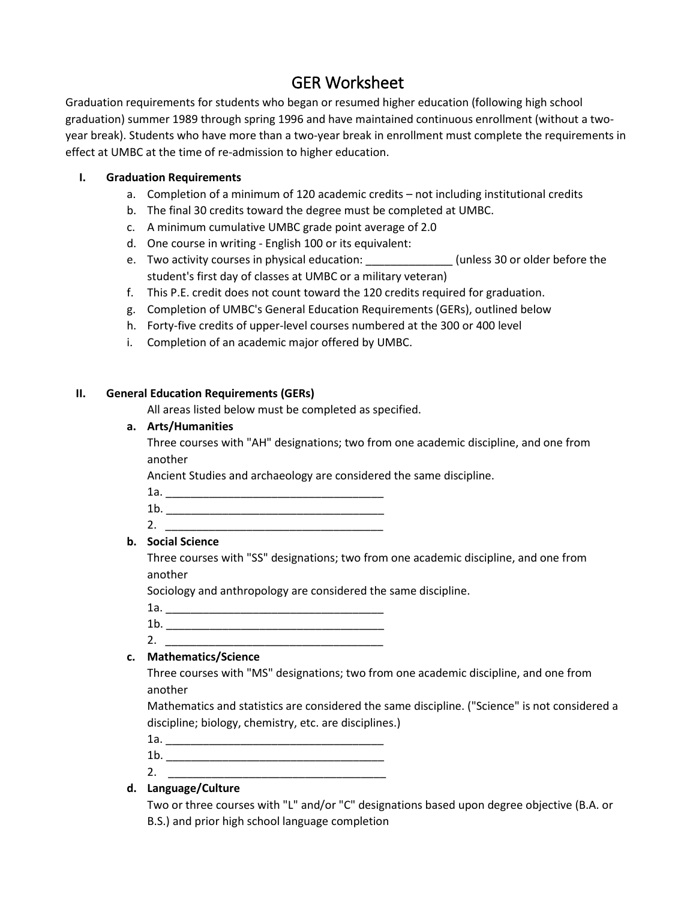# GER Worksheet

Graduation requirements for students who began or resumed higher education (following high school graduation) summer 1989 through spring 1996 and have maintained continuous enrollment (without a two-year break). Students who have more than a two-year break in enrollment must complete the requirements in effect at UMBC at the time of re-admission to higher education.

## I. Graduation Requirements

a. Completion of a minimum of 120 academic credits – not including institutional credits
b. The final 30 credits toward the degree must be completed at UMBC.
c. A minimum cumulative UMBC grade point average of 2.0
d. One course in writing - English 100 or its equivalent:
e. Two activity courses in physical education: ______________ (unless 30 or older before the student's first day of classes at UMBC or a military veteran)
f. This P.E. credit does not count toward the 120 credits required for graduation.
g. Completion of UMBC's General Education Requirements (GERs), outlined below
h. Forty-five credits of upper-level courses numbered at the 300 or 400 level
i. Completion of an academic major offered by UMBC.

## II. General Education Requirements (GERs)

All areas listed below must be completed as specified.

### a. Arts/Humanities

Three courses with "AH" designations; two from one academic discipline, and one from another

Ancient Studies and archaeology are considered the same discipline.

1a. ____________________________________
1b. ____________________________________
2. ____________________________________

### b. Social Science

Three courses with "SS" designations; two from one academic discipline, and one from another

Sociology and anthropology are considered the same discipline.

1a. ____________________________________
1b. ____________________________________
2. ____________________________________

### c. Mathematics/Science

Three courses with "MS" designations; two from one academic discipline, and one from another

Mathematics and statistics are considered the same discipline. ("Science" is not considered a discipline; biology, chemistry, etc. are disciplines.)

1a. ____________________________________
1b. ____________________________________
2. ____________________________________

### d. Language/Culture

Two or three courses with "L" and/or "C" designations based upon degree objective (B.A. or B.S.) and prior high school language completion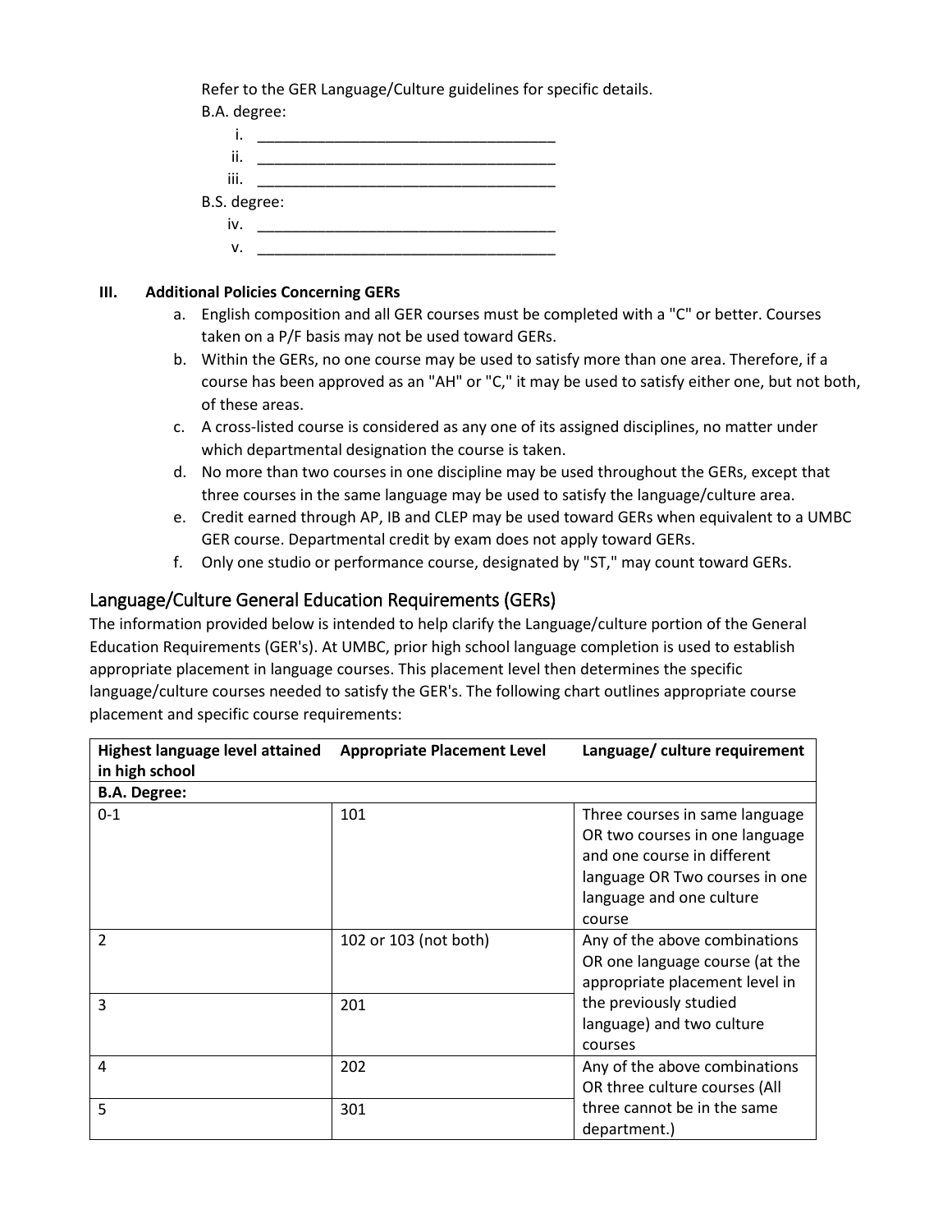Refer to the GER Language/Culture guidelines for specific details.

B.A. degree:

i. ___________________________________
ii. ___________________________________
iii. ___________________________________

B.S. degree:

iv. ___________________________________
v. ___________________________________

**III. Additional Policies Concerning GERs**

a. English composition and all GER courses must be completed with a "C" or better. Courses taken on a P/F basis may not be used toward GERs.
b. Within the GERs, no one course may be used to satisfy more than one area. Therefore, if a course has been approved as an "AH" or "C," it may be used to satisfy either one, but not both, of these areas.
c. A cross-listed course is considered as any one of its assigned disciplines, no matter under which departmental designation the course is taken.
d. No more than two courses in one discipline may be used throughout the GERs, except that three courses in the same language may be used to satisfy the language/culture area.
e. Credit earned through AP, IB and CLEP may be used toward GERs when equivalent to a UMBC GER course. Departmental credit by exam does not apply toward GERs.
f. Only one studio or performance course, designated by "ST," may count toward GERs.

## Language/Culture General Education Requirements (GERs)

The information provided below is intended to help clarify the Language/culture portion of the General Education Requirements (GER's). At UMBC, prior high school language completion is used to establish appropriate placement in language courses. This placement level then determines the specific language/culture courses needed to satisfy the GER's. The following chart outlines appropriate course placement and specific course requirements:

| Highest language level attained in high school | Appropriate Placement Level | Language/ culture requirement |
|---|---|---|
| **B.A. Degree:** | | |
| 0-1 | 101 | Three courses in same language OR two courses in one language and one course in different language OR Two courses in one language and one culture course |
| 2 | 102 or 103 (not both) | Any of the above combinations OR one language course (at the appropriate placement level in the previously studied language) and two culture courses |
| 3 | 201 | |
| 4 | 202 | Any of the above combinations OR three culture courses (All three cannot be in the same department.) |
| 5 | 301 | |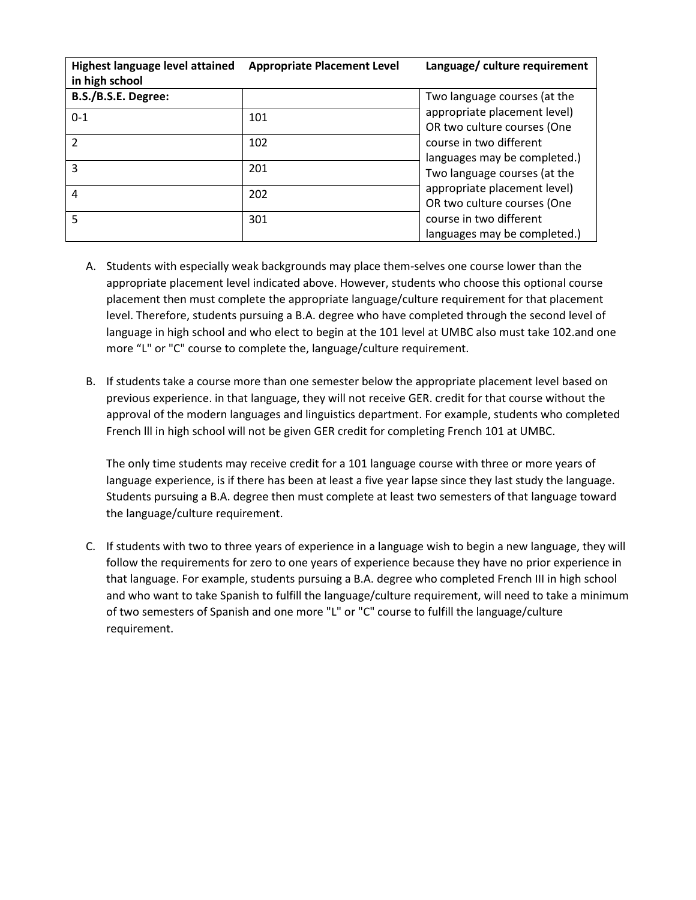| Highest language level attained in high school | Appropriate Placement Level | Language/ culture requirement |
|---|---|---|
| **B.S./B.S.E. Degree:** | | Two language courses (at the appropriate placement level) OR two culture courses (One course in two different languages may be completed.) Two language courses (at the appropriate placement level) OR two culture courses (One course in two different languages may be completed.) |
| 0-1 | 101 | |
| 2 | 102 | |
| 3 | 201 | |
| 4 | 202 | |
| 5 | 301 | |

A. Students with especially weak backgrounds may place them-selves one course lower than the appropriate placement level indicated above. However, students who choose this optional course placement then must complete the appropriate language/culture requirement for that placement level. Therefore, students pursuing a B.A. degree who have completed through the second level of language in high school and who elect to begin at the 101 level at UMBC also must take 102.and one more "L" or "C" course to complete the, language/culture requirement.

B. If students take a course more than one semester below the appropriate placement level based on previous experience. in that language, they will not receive GER. credit for that course without the approval of the modern languages and linguistics department. For example, students who completed French lll in high school will not be given GER credit for completing French 101 at UMBC.

   The only time students may receive credit for a 101 language course with three or more years of language experience, is if there has been at least a five year lapse since they last study the language. Students pursuing a B.A. degree then must complete at least two semesters of that language toward the language/culture requirement.

C. If students with two to three years of experience in a language wish to begin a new language, they will follow the requirements for zero to one years of experience because they have no prior experience in that language. For example, students pursuing a B.A. degree who completed French III in high school and who want to take Spanish to fulfill the language/culture requirement, will need to take a minimum of two semesters of Spanish and one more "L" or "C" course to fulfill the language/culture requirement.